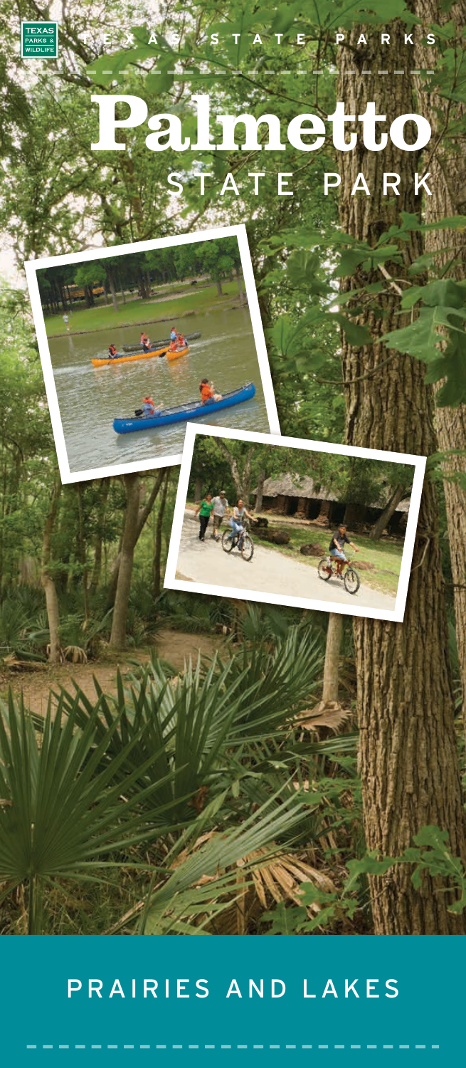TEXAS PARKS & WILDLIFE

TEXAS STATE PARKS

# Palmetto STATE PARK

PRAIRIES AND LAKES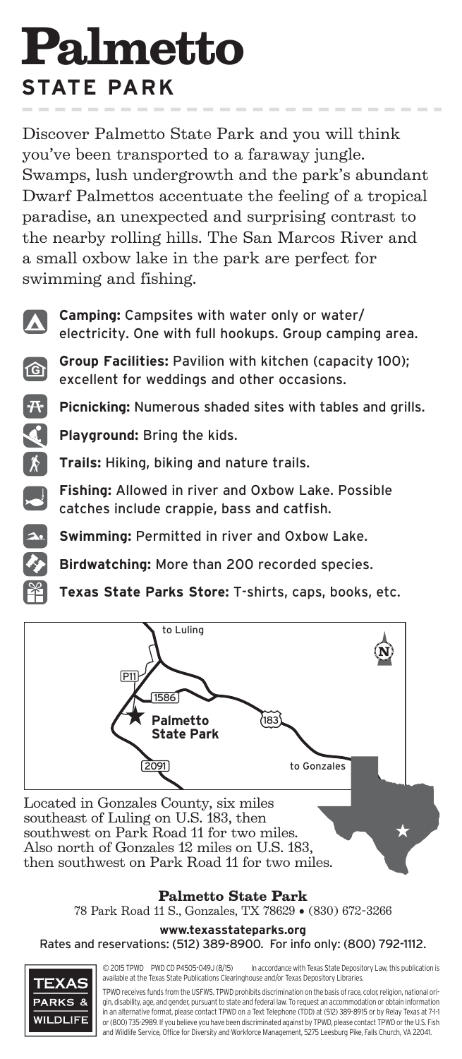# Palmetto

## STATE PARK

Discover Palmetto State Park and you will think you've been transported to a faraway jungle. Swamps, lush undergrowth and the park's abundant Dwarf Palmettos accentuate the feeling of a tropical paradise, an unexpected and surprising contrast to the nearby rolling hills. The San Marcos River and a small oxbow lake in the park are perfect for swimming and fishing.

- **Camping:** Campsites with water only or water/electricity. One with full hookups. Group camping area.
- **Group Facilities:** Pavilion with kitchen (capacity 100); excellent for weddings and other occasions.
- **Picnicking:** Numerous shaded sites with tables and grills.
- **Playground:** Bring the kids.
- **Trails:** Hiking, biking and nature trails.
- **Fishing:** Allowed in river and Oxbow Lake. Possible catches include crappie, bass and catfish.
- **Swimming:** Permitted in river and Oxbow Lake.
- **Birdwatching:** More than 200 recorded species.
- **Texas State Parks Store:** T-shirts, caps, books, etc.

to Luling

P11

1586

Palmetto State Park

183

2091

to Gonzales

N

Located in Gonzales County, six miles southeast of Luling on U.S. 183, then southwest on Park Road 11 for two miles. Also north of Gonzales 12 miles on U.S. 183, then southwest on Park Road 11 for two miles.

**Palmetto State Park**

78 Park Road 11 S., Gonzales, TX 78629 • (830) 672-3266

**www.texasstateparks.org**

Rates and reservations: (512) 389-8900. For info only: (800) 792-1112.

TEXAS PARKS & WILDLIFE

© 2015 TPWD PWD CD P4505-049J (8/15) In accordance with Texas State Depository Law, this publication is available at the Texas State Publications Clearinghouse and/or Texas Depository Libraries.

TPWD receives funds from the USFWS. TPWD prohibits discrimination on the basis of race, color, religion, national origin, disability, age, and gender, pursuant to state and federal law. To request an accommodation or obtain information in an alternative format, please contact TPWD on a Text Telephone (TDD) at (512) 389-8915 or by Relay Texas at 7-1-1 or (800) 735-2989. If you believe you have been discriminated against by TPWD, please contact TPWD or the U.S. Fish and Wildlife Service, Office for Diversity and Workforce Management, 5275 Leesburg Pike, Falls Church, VA 22041.